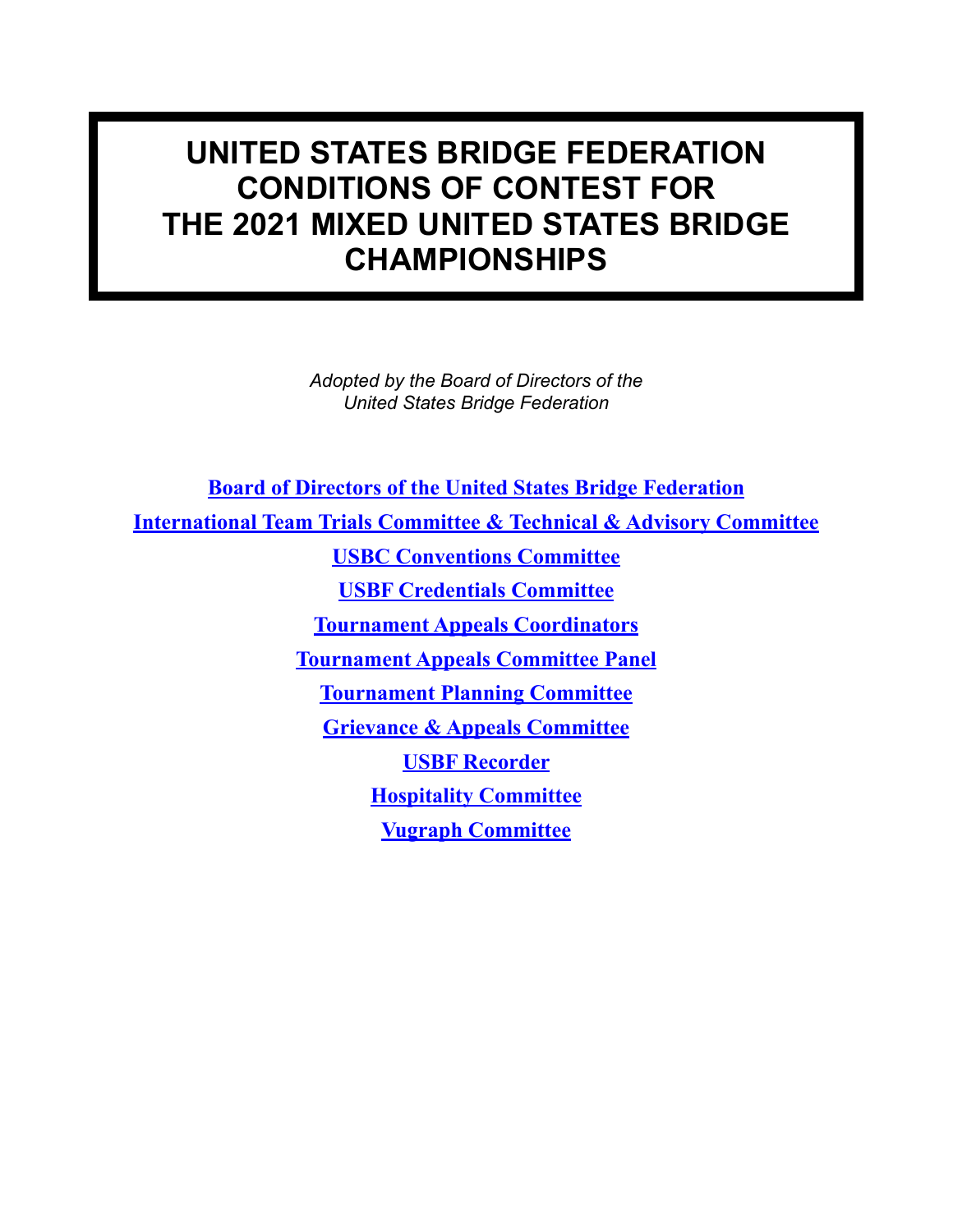# UNITED STATES BRIDGE FEDERATION CONDITIONS OF CONTEST FOR THE 2021 MIXED UNITED STATES BRIDGE CHAMPIONSHIPS

*Adopted by the Board of Directors of the United States Bridge Federation*

**Board of Directors of the United States Bridge Federation**

**International Team Trials Committee & Technical & Advisory Committee**

**USBC Conventions Committee**

**USBF Credentials Committee**

**Tournament Appeals Coordinators**

**Tournament Appeals Committee Panel**

**Tournament Planning Committee**

**Grievance & Appeals Committee**

**USBF Recorder**

**Hospitality Committee**

**Vugraph Committee**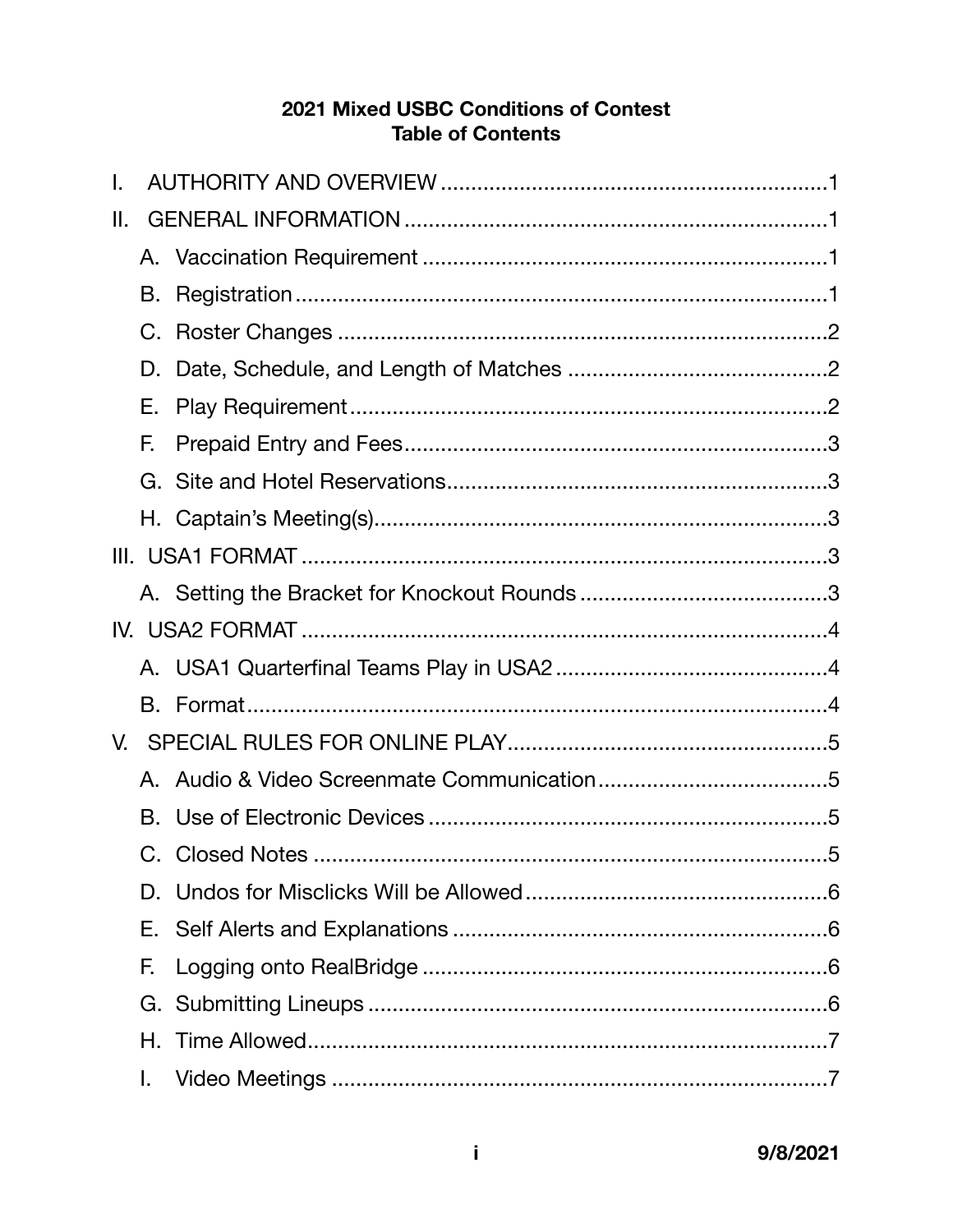**2021 Mixed USBC Conditions of Contest**
**Table of Contents**

I. AUTHORITY AND OVERVIEW ........................................................ 1

II. GENERAL INFORMATION ........................................................ 1

- A. Vaccination Requirement ........................................................ 1
- B. Registration ........................................................ 1
- C. Roster Changes ........................................................ 2
- D. Date, Schedule, and Length of Matches ........................................................ 2
- E. Play Requirement ........................................................ 2
- F. Prepaid Entry and Fees ........................................................ 3
- G. Site and Hotel Reservations ........................................................ 3
- H. Captain's Meeting(s) ........................................................ 3

III. USA1 FORMAT ........................................................ 3

- A. Setting the Bracket for Knockout Rounds ........................................................ 3

IV. USA2 FORMAT ........................................................ 4

- A. USA1 Quarterfinal Teams Play in USA2 ........................................................ 4
- B. Format ........................................................ 4

V. SPECIAL RULES FOR ONLINE PLAY ........................................................ 5

- A. Audio & Video Screenmate Communication ........................................................ 5
- B. Use of Electronic Devices ........................................................ 5
- C. Closed Notes ........................................................ 5
- D. Undos for Misclicks Will be Allowed ........................................................ 6
- E. Self Alerts and Explanations ........................................................ 6
- F. Logging onto RealBridge ........................................................ 6
- G. Submitting Lineups ........................................................ 6
- H. Time Allowed ........................................................ 7
- I. Video Meetings ........................................................ 7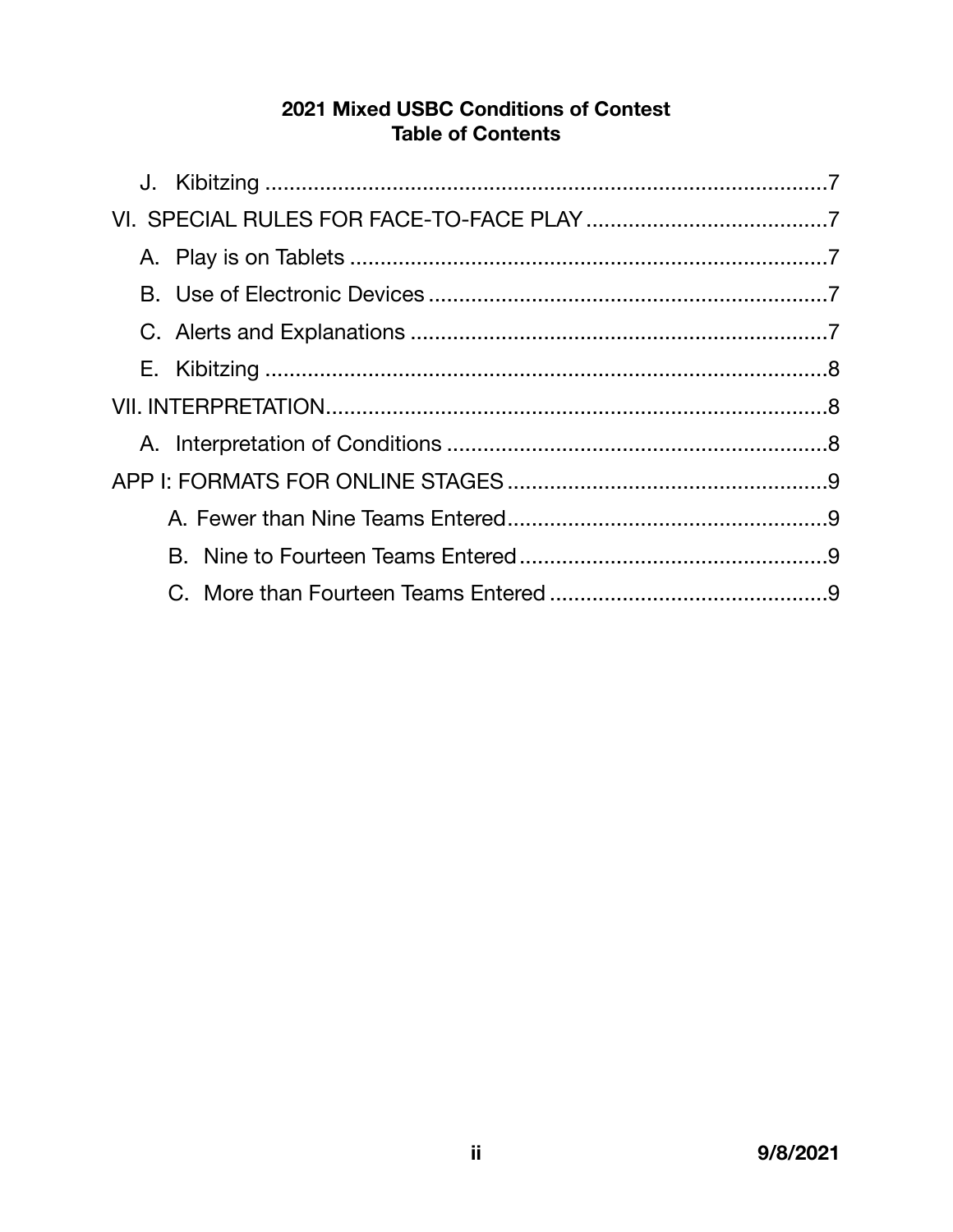**2021 Mixed USBC Conditions of Contest**
**Table of Contents**

- J. Kibitzing .......... 7
- VI. SPECIAL RULES FOR FACE-TO-FACE PLAY .......... 7
  - A. Play is on Tablets .......... 7
  - B. Use of Electronic Devices .......... 7
  - C. Alerts and Explanations .......... 7
  - E. Kibitzing .......... 8
- VII. INTERPRETATION .......... 8
  - A. Interpretation of Conditions .......... 8
- APP I: FORMATS FOR ONLINE STAGES .......... 9
  - A. Fewer than Nine Teams Entered .......... 9
  - B. Nine to Fourteen Teams Entered .......... 9
  - C. More than Fourteen Teams Entered .......... 9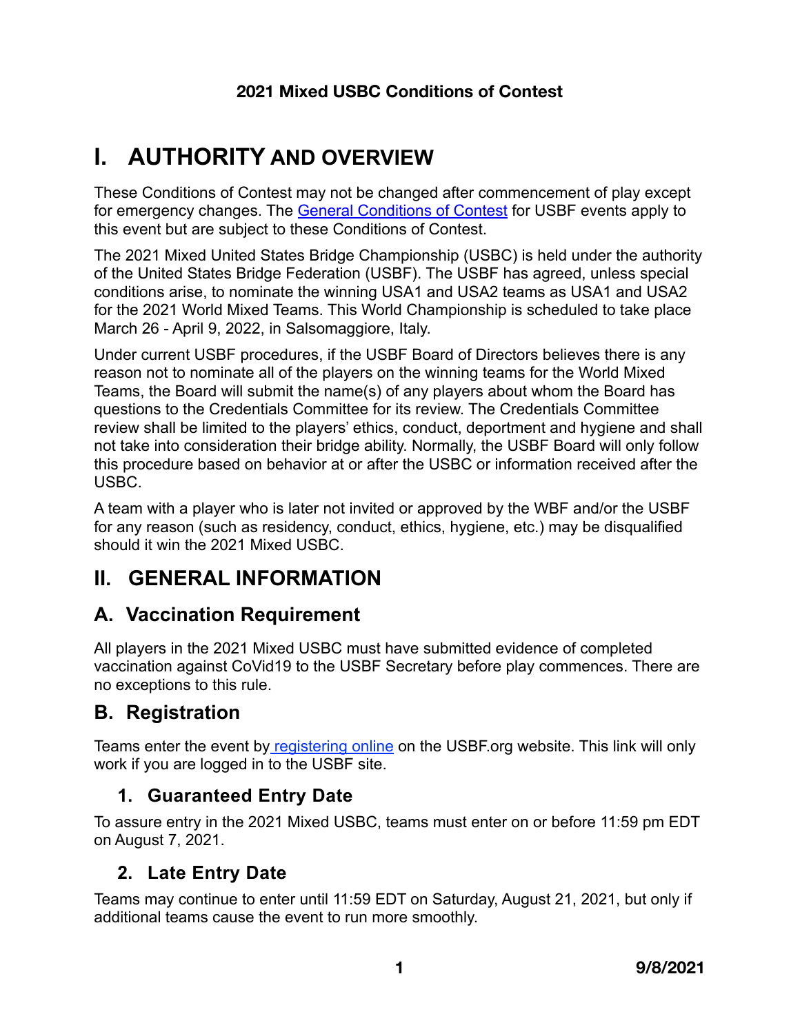**2021 Mixed USBC Conditions of Contest**

# I. AUTHORITY AND OVERVIEW

These Conditions of Contest may not be changed after commencement of play except for emergency changes. The [General Conditions of Contest] for USBF events apply to this event but are subject to these Conditions of Contest.

The 2021 Mixed United States Bridge Championship (USBC) is held under the authority of the United States Bridge Federation (USBF). The USBF has agreed, unless special conditions arise, to nominate the winning USA1 and USA2 teams as USA1 and USA2 for the 2021 World Mixed Teams. This World Championship is scheduled to take place March 26 - April 9, 2022, in Salsomaggiore, Italy.

Under current USBF procedures, if the USBF Board of Directors believes there is any reason not to nominate all of the players on the winning teams for the World Mixed Teams, the Board will submit the name(s) of any players about whom the Board has questions to the Credentials Committee for its review. The Credentials Committee review shall be limited to the players' ethics, conduct, deportment and hygiene and shall not take into consideration their bridge ability. Normally, the USBF Board will only follow this procedure based on behavior at or after the USBC or information received after the USBC.

A team with a player who is later not invited or approved by the WBF and/or the USBF for any reason (such as residency, conduct, ethics, hygiene, etc.) may be disqualified should it win the 2021 Mixed USBC.

# II. GENERAL INFORMATION

## A. Vaccination Requirement

All players in the 2021 Mixed USBC must have submitted evidence of completed vaccination against CoVid19 to the USBF Secretary before play commences. There are no exceptions to this rule.

## B. Registration

Teams enter the event by [registering online] on the USBF.org website. This link will only work if you are logged in to the USBF site.

### 1. Guaranteed Entry Date

To assure entry in the 2021 Mixed USBC, teams must enter on or before 11:59 pm EDT on August 7, 2021.

### 2. Late Entry Date

Teams may continue to enter until 11:59 EDT on Saturday, August 21, 2021, but only if additional teams cause the event to run more smoothly.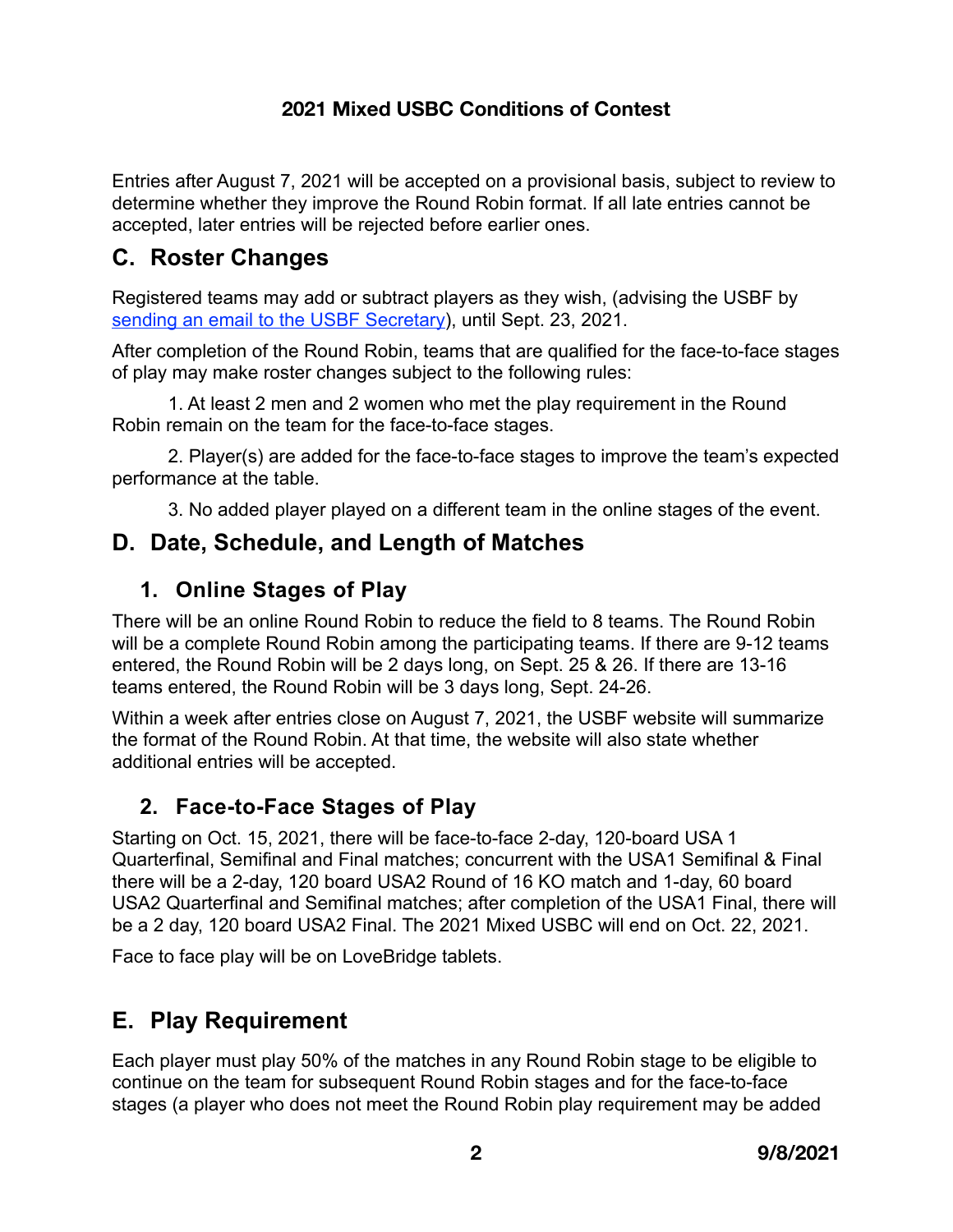Entries after August 7, 2021 will be accepted on a provisional basis, subject to review to determine whether they improve the Round Robin format. If all late entries cannot be accepted, later entries will be rejected before earlier ones.

## C. Roster Changes

Registered teams may add or subtract players as they wish, (advising the USBF by [sending an email to the USBF Secretary]), until Sept. 23, 2021.

After completion of the Round Robin, teams that are qualified for the face-to-face stages of play may make roster changes subject to the following rules:

1. At least 2 men and 2 women who met the play requirement in the Round Robin remain on the team for the face-to-face stages.

2. Player(s) are added for the face-to-face stages to improve the team's expected performance at the table.

3. No added player played on a different team in the online stages of the event.

## D. Date, Schedule, and Length of Matches

### 1. Online Stages of Play

There will be an online Round Robin to reduce the field to 8 teams. The Round Robin will be a complete Round Robin among the participating teams. If there are 9-12 teams entered, the Round Robin will be 2 days long, on Sept. 25 & 26. If there are 13-16 teams entered, the Round Robin will be 3 days long, Sept. 24-26.

Within a week after entries close on August 7, 2021, the USBF website will summarize the format of the Round Robin. At that time, the website will also state whether additional entries will be accepted.

### 2. Face-to-Face Stages of Play

Starting on Oct. 15, 2021, there will be face-to-face 2-day, 120-board USA 1 Quarterfinal, Semifinal and Final matches; concurrent with the USA1 Semifinal & Final there will be a 2-day, 120 board USA2 Round of 16 KO match and 1-day, 60 board USA2 Quarterfinal and Semifinal matches; after completion of the USA1 Final, there will be a 2 day, 120 board USA2 Final. The 2021 Mixed USBC will end on Oct. 22, 2021.

Face to face play will be on LoveBridge tablets.

## E. Play Requirement

Each player must play 50% of the matches in any Round Robin stage to be eligible to continue on the team for subsequent Round Robin stages and for the face-to-face stages (a player who does not meet the Round Robin play requirement may be added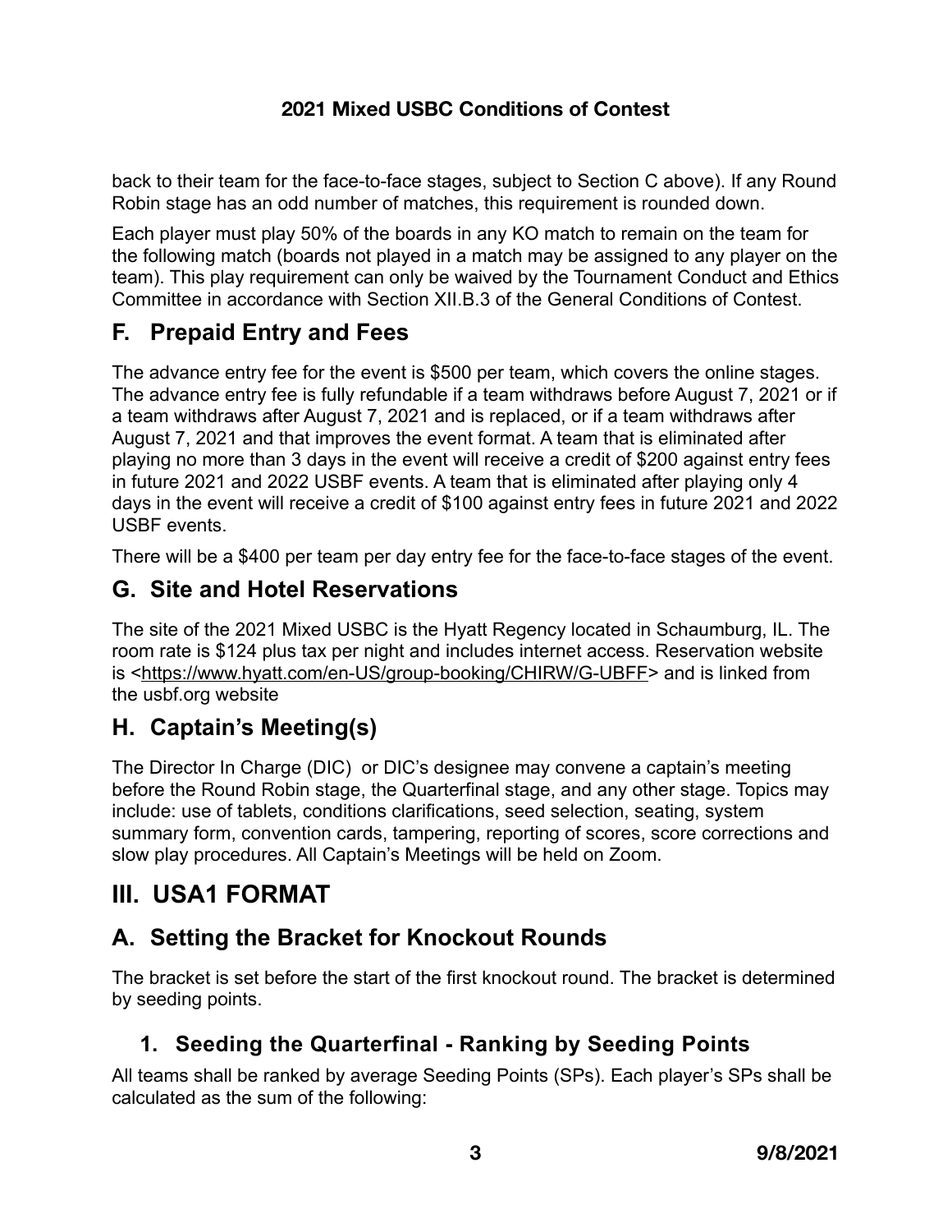back to their team for the face-to-face stages, subject to Section C above). If any Round Robin stage has an odd number of matches, this requirement is rounded down.

Each player must play 50% of the boards in any KO match to remain on the team for the following match (boards not played in a match may be assigned to any player on the team). This play requirement can only be waived by the Tournament Conduct and Ethics Committee in accordance with Section XII.B.3 of the General Conditions of Contest.

## F. Prepaid Entry and Fees

The advance entry fee for the event is $500 per team, which covers the online stages. The advance entry fee is fully refundable if a team withdraws before August 7, 2021 or if a team withdraws after August 7, 2021 and is replaced, or if a team withdraws after August 7, 2021 and that improves the event format. A team that is eliminated after playing no more than 3 days in the event will receive a credit of $200 against entry fees in future 2021 and 2022 USBF events. A team that is eliminated after playing only 4 days in the event will receive a credit of $100 against entry fees in future 2021 and 2022 USBF events.

There will be a $400 per team per day entry fee for the face-to-face stages of the event.

## G. Site and Hotel Reservations

The site of the 2021 Mixed USBC is the Hyatt Regency located in Schaumburg, IL. The room rate is $124 plus tax per night and includes internet access. Reservation website is <https://www.hyatt.com/en-US/group-booking/CHIRW/G-UBFF> and is linked from the usbf.org website

## H. Captain's Meeting(s)

The Director In Charge (DIC) or DIC's designee may convene a captain's meeting before the Round Robin stage, the Quarterfinal stage, and any other stage. Topics may include: use of tablets, conditions clarifications, seed selection, seating, system summary form, convention cards, tampering, reporting of scores, score corrections and slow play procedures. All Captain's Meetings will be held on Zoom.

# III. USA1 FORMAT

## A. Setting the Bracket for Knockout Rounds

The bracket is set before the start of the first knockout round. The bracket is determined by seeding points.

### 1. Seeding the Quarterfinal - Ranking by Seeding Points

All teams shall be ranked by average Seeding Points (SPs). Each player's SPs shall be calculated as the sum of the following: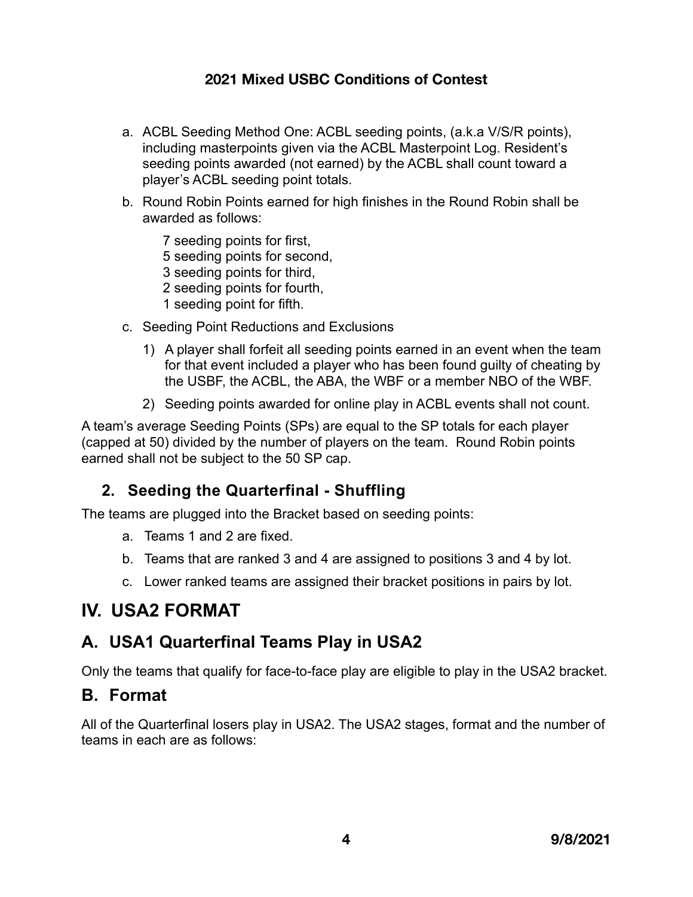a. ACBL Seeding Method One: ACBL seeding points, (a.k.a V/S/R points), including masterpoints given via the ACBL Masterpoint Log. Resident's seeding points awarded (not earned) by the ACBL shall count toward a player's ACBL seeding point totals.

b. Round Robin Points earned for high finishes in the Round Robin shall be awarded as follows:

   7 seeding points for first,
   5 seeding points for second,
   3 seeding points for third,
   2 seeding points for fourth,
   1 seeding point for fifth.

c. Seeding Point Reductions and Exclusions

   1) A player shall forfeit all seeding points earned in an event when the team for that event included a player who has been found guilty of cheating by the USBF, the ACBL, the ABA, the WBF or a member NBO of the WBF.

   2) Seeding points awarded for online play in ACBL events shall not count.

A team's average Seeding Points (SPs) are equal to the SP totals for each player (capped at 50) divided by the number of players on the team. Round Robin points earned shall not be subject to the 50 SP cap.

### 2. Seeding the Quarterfinal - Shuffling

The teams are plugged into the Bracket based on seeding points:

a. Teams 1 and 2 are fixed.

b. Teams that are ranked 3 and 4 are assigned to positions 3 and 4 by lot.

c. Lower ranked teams are assigned their bracket positions in pairs by lot.

# IV. USA2 FORMAT

## A. USA1 Quarterfinal Teams Play in USA2

Only the teams that qualify for face-to-face play are eligible to play in the USA2 bracket.

## B. Format

All of the Quarterfinal losers play in USA2. The USA2 stages, format and the number of teams in each are as follows: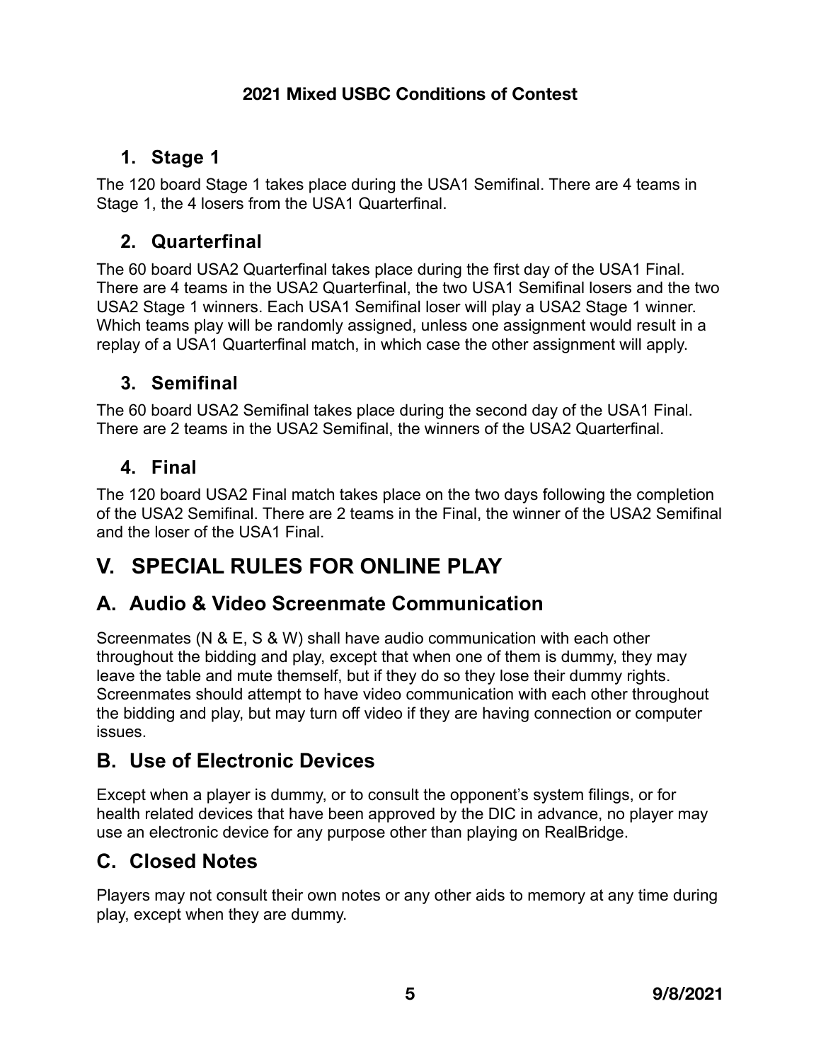### 1. Stage 1

The 120 board Stage 1 takes place during the USA1 Semifinal. There are 4 teams in Stage 1, the 4 losers from the USA1 Quarterfinal.

### 2. Quarterfinal

The 60 board USA2 Quarterfinal takes place during the first day of the USA1 Final. There are 4 teams in the USA2 Quarterfinal, the two USA1 Semifinal losers and the two USA2 Stage 1 winners. Each USA1 Semifinal loser will play a USA2 Stage 1 winner. Which teams play will be randomly assigned, unless one assignment would result in a replay of a USA1 Quarterfinal match, in which case the other assignment will apply.

### 3. Semifinal

The 60 board USA2 Semifinal takes place during the second day of the USA1 Final. There are 2 teams in the USA2 Semifinal, the winners of the USA2 Quarterfinal.

### 4. Final

The 120 board USA2 Final match takes place on the two days following the completion of the USA2 Semifinal. There are 2 teams in the Final, the winner of the USA2 Semifinal and the loser of the USA1 Final.

# V. SPECIAL RULES FOR ONLINE PLAY

## A. Audio & Video Screenmate Communication

Screenmates (N & E, S & W) shall have audio communication with each other throughout the bidding and play, except that when one of them is dummy, they may leave the table and mute themself, but if they do so they lose their dummy rights. Screenmates should attempt to have video communication with each other throughout the bidding and play, but may turn off video if they are having connection or computer issues.

## B. Use of Electronic Devices

Except when a player is dummy, or to consult the opponent's system filings, or for health related devices that have been approved by the DIC in advance, no player may use an electronic device for any purpose other than playing on RealBridge.

## C. Closed Notes

Players may not consult their own notes or any other aids to memory at any time during play, except when they are dummy.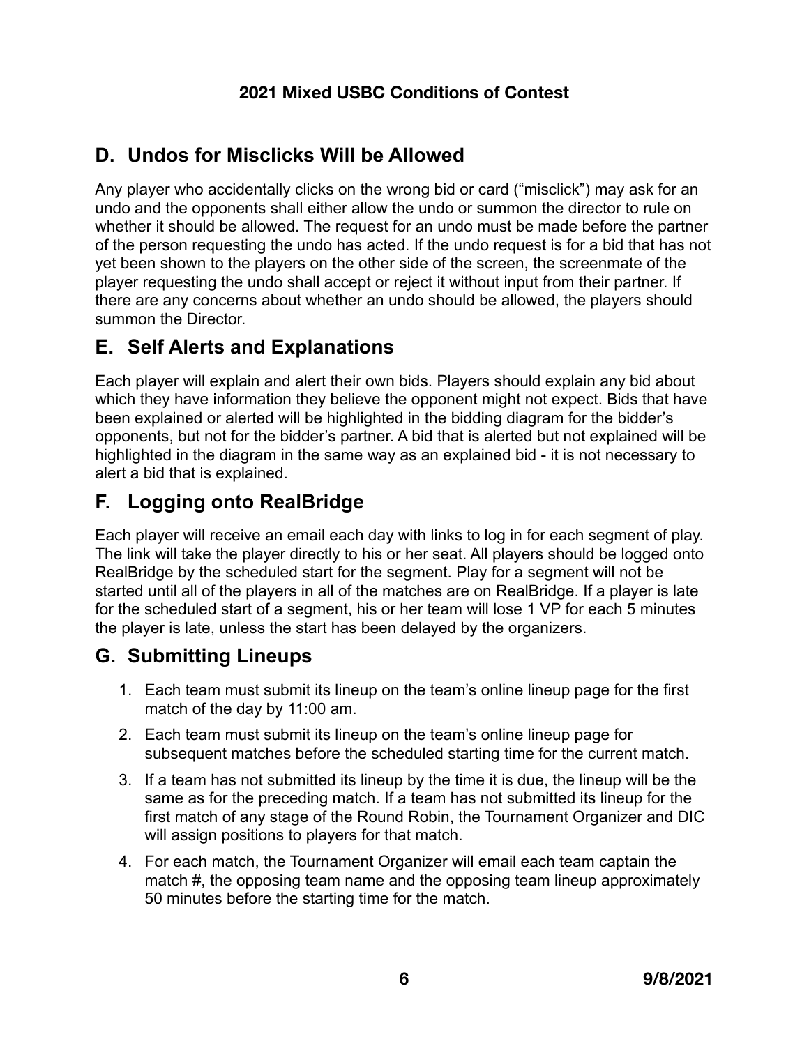## D. Undos for Misclicks Will be Allowed

Any player who accidentally clicks on the wrong bid or card ("misclick") may ask for an undo and the opponents shall either allow the undo or summon the director to rule on whether it should be allowed. The request for an undo must be made before the partner of the person requesting the undo has acted. If the undo request is for a bid that has not yet been shown to the players on the other side of the screen, the screenmate of the player requesting the undo shall accept or reject it without input from their partner. If there are any concerns about whether an undo should be allowed, the players should summon the Director.

## E. Self Alerts and Explanations

Each player will explain and alert their own bids. Players should explain any bid about which they have information they believe the opponent might not expect. Bids that have been explained or alerted will be highlighted in the bidding diagram for the bidder's opponents, but not for the bidder's partner. A bid that is alerted but not explained will be highlighted in the diagram in the same way as an explained bid - it is not necessary to alert a bid that is explained.

## F. Logging onto RealBridge

Each player will receive an email each day with links to log in for each segment of play. The link will take the player directly to his or her seat. All players should be logged onto RealBridge by the scheduled start for the segment. Play for a segment will not be started until all of the players in all of the matches are on RealBridge. If a player is late for the scheduled start of a segment, his or her team will lose 1 VP for each 5 minutes the player is late, unless the start has been delayed by the organizers.

## G. Submitting Lineups

1. Each team must submit its lineup on the team's online lineup page for the first match of the day by 11:00 am.
2. Each team must submit its lineup on the team's online lineup page for subsequent matches before the scheduled starting time for the current match.
3. If a team has not submitted its lineup by the time it is due, the lineup will be the same as for the preceding match. If a team has not submitted its lineup for the first match of any stage of the Round Robin, the Tournament Organizer and DIC will assign positions to players for that match.
4. For each match, the Tournament Organizer will email each team captain the match #, the opposing team name and the opposing team lineup approximately 50 minutes before the starting time for the match.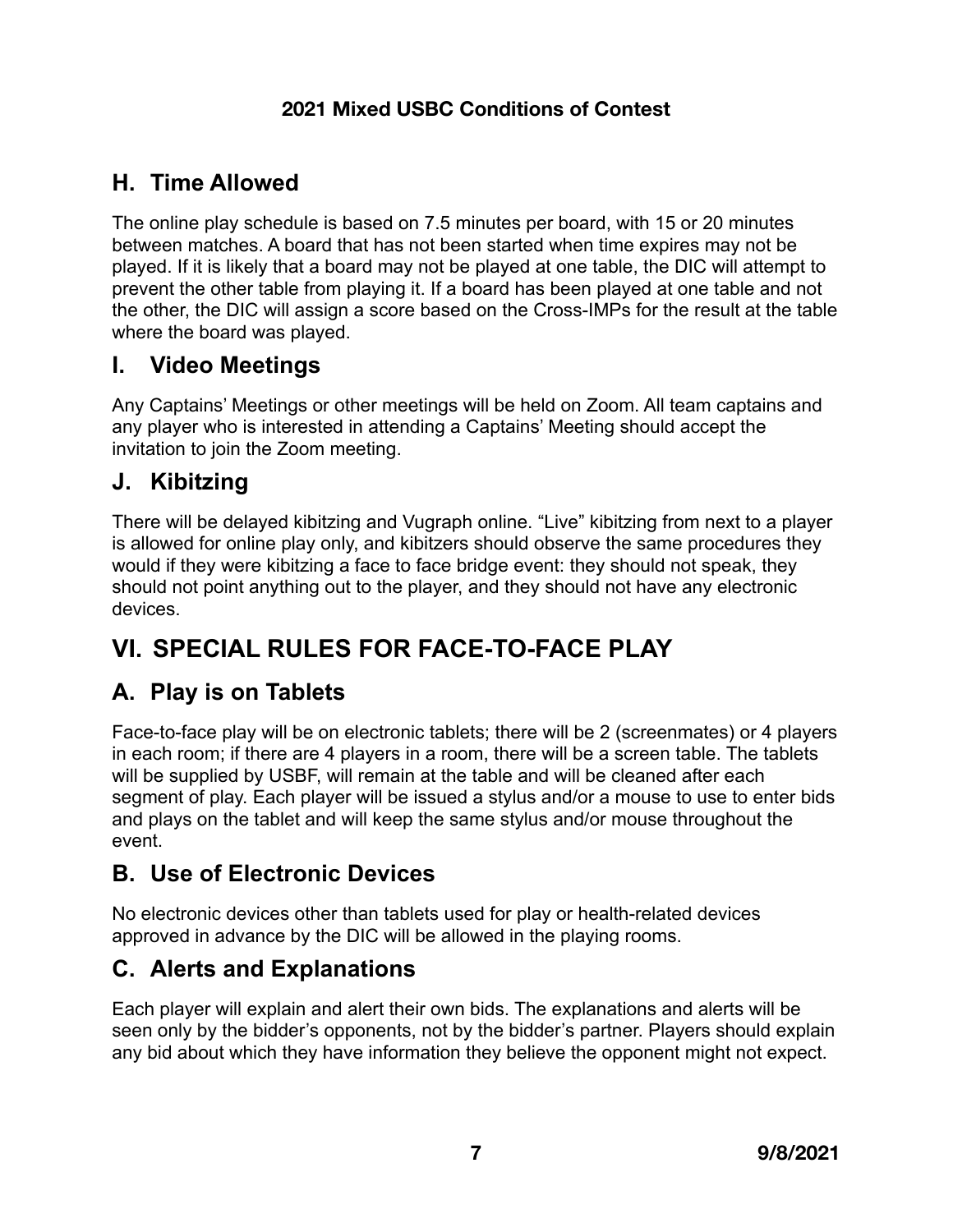## H. Time Allowed

The online play schedule is based on 7.5 minutes per board, with 15 or 20 minutes between matches. A board that has not been started when time expires may not be played. If it is likely that a board may not be played at one table, the DIC will attempt to prevent the other table from playing it. If a board has been played at one table and not the other, the DIC will assign a score based on the Cross-IMPs for the result at the table where the board was played.

## I. Video Meetings

Any Captains' Meetings or other meetings will be held on Zoom. All team captains and any player who is interested in attending a Captains' Meeting should accept the invitation to join the Zoom meeting.

## J. Kibitzing

There will be delayed kibitzing and Vugraph online. "Live" kibitzing from next to a player is allowed for online play only, and kibitzers should observe the same procedures they would if they were kibitzing a face to face bridge event: they should not speak, they should not point anything out to the player, and they should not have any electronic devices.

# VI. SPECIAL RULES FOR FACE-TO-FACE PLAY

## A. Play is on Tablets

Face-to-face play will be on electronic tablets; there will be 2 (screenmates) or 4 players in each room; if there are 4 players in a room, there will be a screen table. The tablets will be supplied by USBF, will remain at the table and will be cleaned after each segment of play. Each player will be issued a stylus and/or a mouse to use to enter bids and plays on the tablet and will keep the same stylus and/or mouse throughout the event.

## B. Use of Electronic Devices

No electronic devices other than tablets used for play or health-related devices approved in advance by the DIC will be allowed in the playing rooms.

## C. Alerts and Explanations

Each player will explain and alert their own bids. The explanations and alerts will be seen only by the bidder's opponents, not by the bidder's partner. Players should explain any bid about which they have information they believe the opponent might not expect.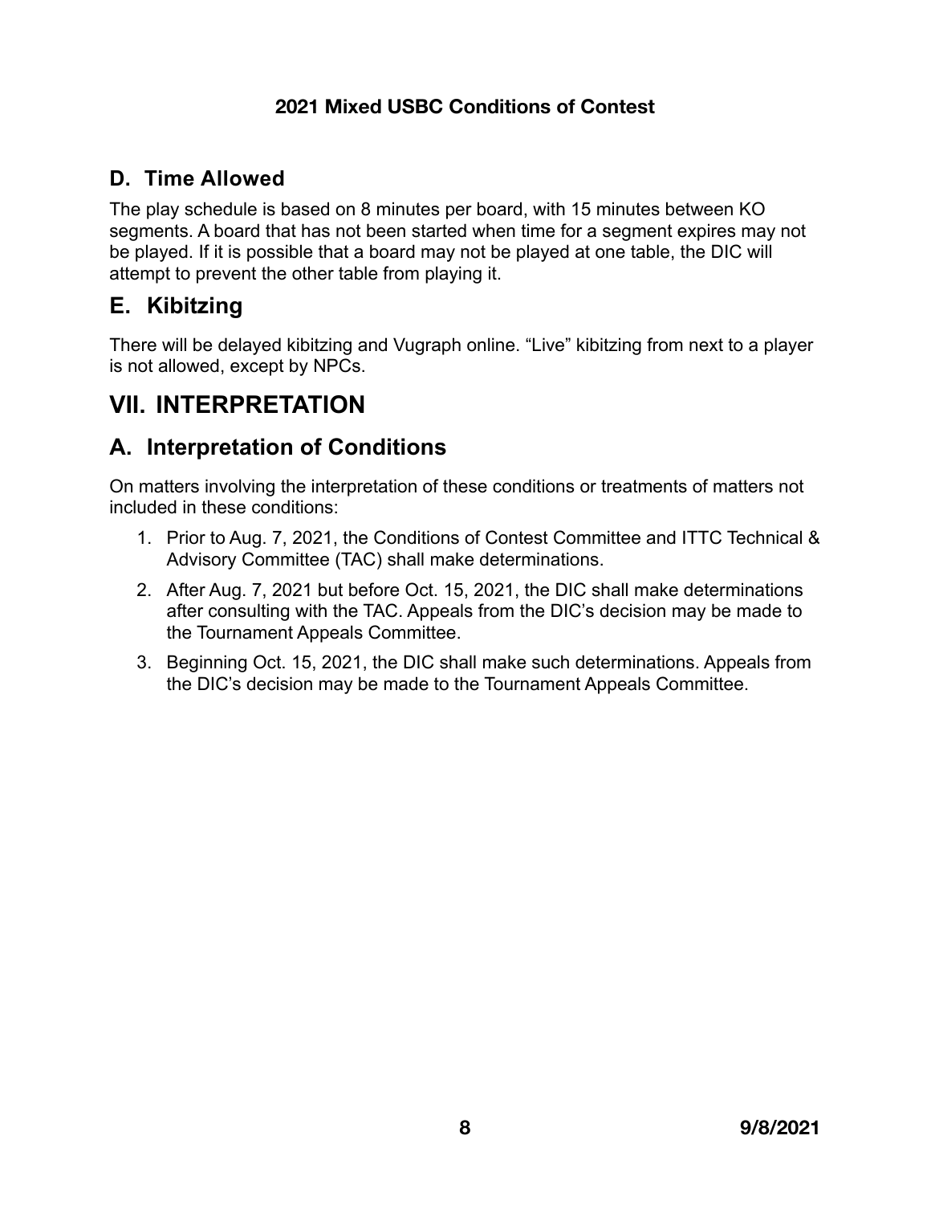## D. Time Allowed

The play schedule is based on 8 minutes per board, with 15 minutes between KO segments. A board that has not been started when time for a segment expires may not be played. If it is possible that a board may not be played at one table, the DIC will attempt to prevent the other table from playing it.

## E. Kibitzing

There will be delayed kibitzing and Vugraph online. "Live" kibitzing from next to a player is not allowed, except by NPCs.

# VII. INTERPRETATION

## A. Interpretation of Conditions

On matters involving the interpretation of these conditions or treatments of matters not included in these conditions:

1. Prior to Aug. 7, 2021, the Conditions of Contest Committee and ITTC Technical & Advisory Committee (TAC) shall make determinations.
2. After Aug. 7, 2021 but before Oct. 15, 2021, the DIC shall make determinations after consulting with the TAC. Appeals from the DIC's decision may be made to the Tournament Appeals Committee.
3. Beginning Oct. 15, 2021, the DIC shall make such determinations. Appeals from the DIC's decision may be made to the Tournament Appeals Committee.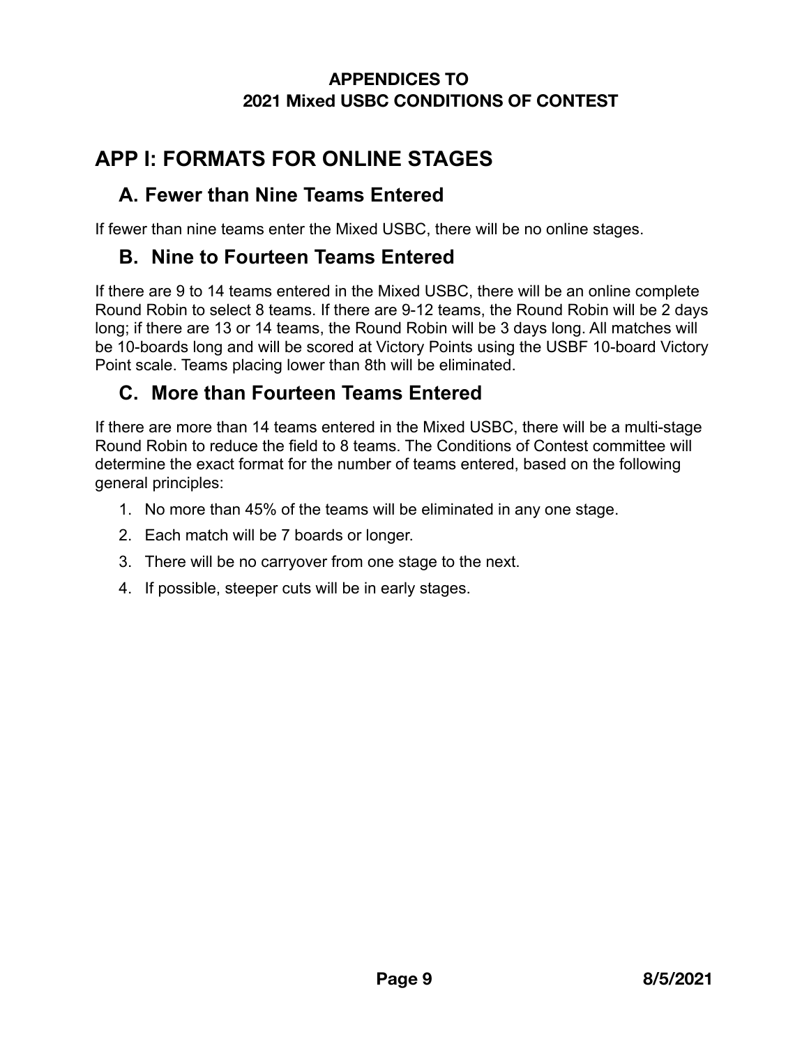**APPENDICES TO**
**2021 Mixed USBC CONDITIONS OF CONTEST**

# APP I: FORMATS FOR ONLINE STAGES

## A. Fewer than Nine Teams Entered

If fewer than nine teams enter the Mixed USBC, there will be no online stages.

## B. Nine to Fourteen Teams Entered

If there are 9 to 14 teams entered in the Mixed USBC, there will be an online complete Round Robin to select 8 teams. If there are 9-12 teams, the Round Robin will be 2 days long; if there are 13 or 14 teams, the Round Robin will be 3 days long. All matches will be 10-boards long and will be scored at Victory Points using the USBF 10-board Victory Point scale. Teams placing lower than 8th will be eliminated.

## C. More than Fourteen Teams Entered

If there are more than 14 teams entered in the Mixed USBC, there will be a multi-stage Round Robin to reduce the field to 8 teams. The Conditions of Contest committee will determine the exact format for the number of teams entered, based on the following general principles:

1. No more than 45% of the teams will be eliminated in any one stage.
2. Each match will be 7 boards or longer.
3. There will be no carryover from one stage to the next.
4. If possible, steeper cuts will be in early stages.